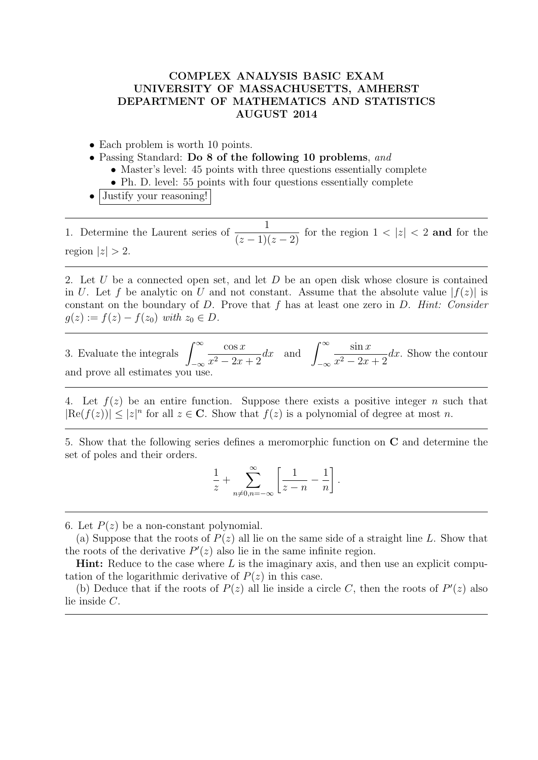# COMPLEX ANALYSIS BASIC EXAM
# UNIVERSITY OF MASSACHUSETTS, AMHERST
# DEPARTMENT OF MATHEMATICS AND STATISTICS
# AUGUST 2014

- Each problem is worth 10 points.
- Passing Standard: **Do 8 of the following 10 problems**, *and*
  - Master's level: 45 points with three questions essentially complete
  - Ph. D. level: 55 points with four questions essentially complete
- Justify your reasoning!

---

1. Determine the Laurent series of $\dfrac{1}{(z-1)(z-2)}$ for the region $1 < |z| < 2$ **and** for the region $|z| > 2$.

---

2. Let $U$ be a connected open set, and let $D$ be an open disk whose closure is contained in $U$. Let $f$ be analytic on $U$ and not constant. Assume that the absolute value $|f(z)|$ is constant on the boundary of $D$. Prove that $f$ has at least one zero in $D$. *Hint: Consider $g(z) := f(z) - f(z_0)$ with $z_0 \in D$.*

---

3. Evaluate the integrals $\displaystyle\int_{-\infty}^{\infty} \frac{\cos x}{x^2 - 2x + 2} dx$ and $\displaystyle\int_{-\infty}^{\infty} \frac{\sin x}{x^2 - 2x + 2} dx$. Show the contour and prove all estimates you use.

---

4. Let $f(z)$ be an entire function. Suppose there exists a positive integer $n$ such that $|\mathrm{Re}(f(z))| \leq |z|^n$ for all $z \in \mathbf{C}$. Show that $f(z)$ is a polynomial of degree at most $n$.

---

5. Show that the following series defines a meromorphic function on $\mathbf{C}$ and determine the set of poles and their orders.

$$\frac{1}{z} + \sum_{n \neq 0, n=-\infty}^{\infty} \left[ \frac{1}{z-n} - \frac{1}{n} \right].$$

---

6. Let $P(z)$ be a non-constant polynomial.

(a) Suppose that the roots of $P(z)$ all lie on the same side of a straight line $L$. Show that the roots of the derivative $P'(z)$ also lie in the same infinite region.

**Hint:** Reduce to the case where $L$ is the imaginary axis, and then use an explicit computation of the logarithmic derivative of $P(z)$ in this case.

(b) Deduce that if the roots of $P(z)$ all lie inside a circle $C$, then the roots of $P'(z)$ also lie inside $C$.

---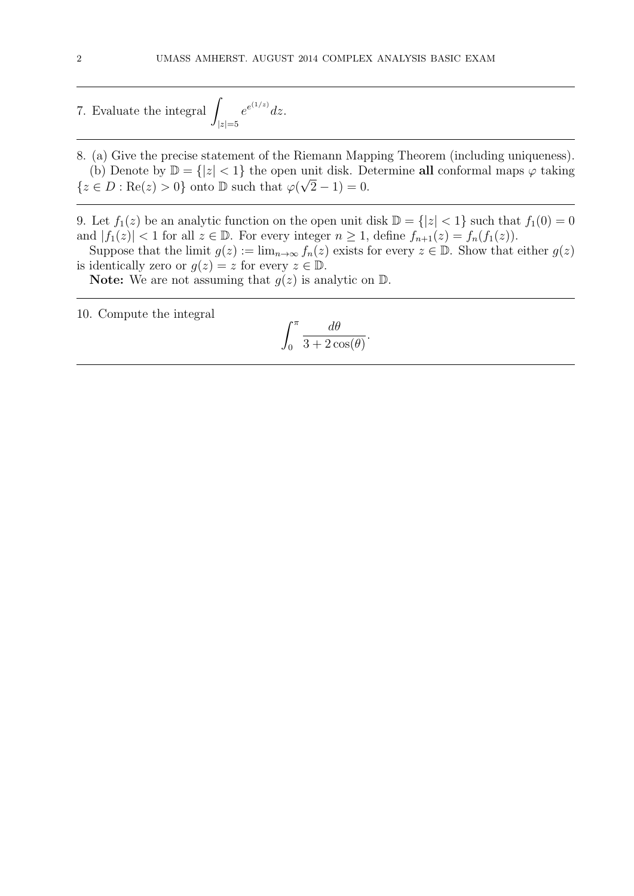7. Evaluate the integral $\displaystyle\int_{|z|=5} e^{e^{(1/z)}} dz$.

---

8. (a) Give the precise statement of the Riemann Mapping Theorem (including uniqueness).

(b) Denote by $\mathbb{D} = \{|z| < 1\}$ the open unit disk. Determine **all** conformal maps $\varphi$ taking $\{z \in D : \mathrm{Re}(z) > 0\}$ onto $\mathbb{D}$ such that $\varphi(\sqrt{2} - 1) = 0$.

---

9. Let $f_1(z)$ be an analytic function on the open unit disk $\mathbb{D} = \{|z| < 1\}$ such that $f_1(0) = 0$ and $|f_1(z)| < 1$ for all $z \in \mathbb{D}$. For every integer $n \geq 1$, define $f_{n+1}(z) = f_n(f_1(z))$.

Suppose that the limit $g(z) := \lim_{n\to\infty} f_n(z)$ exists for every $z \in \mathbb{D}$. Show that either $g(z)$ is identically zero or $g(z) = z$ for every $z \in \mathbb{D}$.

**Note:** We are not assuming that $g(z)$ is analytic on $\mathbb{D}$.

---

10. Compute the integral

$$\int_0^\pi \frac{d\theta}{3 + 2\cos(\theta)}.$$